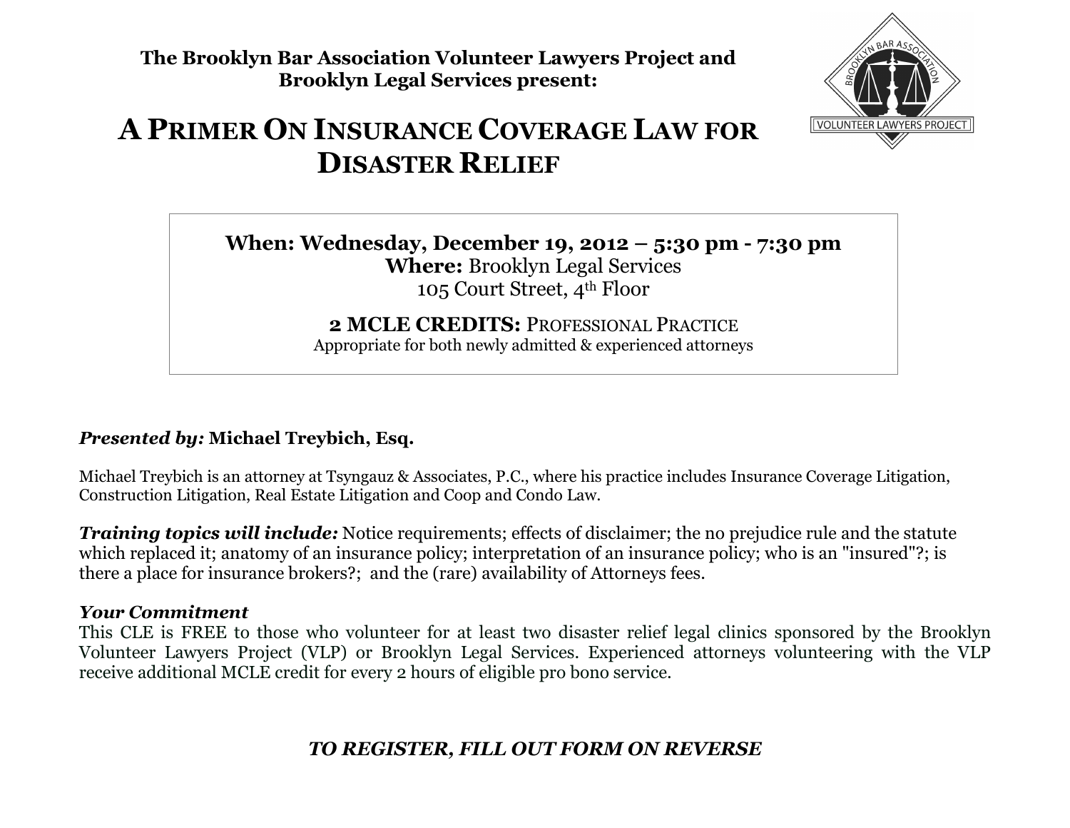**The Brooklyn Bar Association Volunteer Lawyers Project and Brooklyn Legal Services present:**

# A PRIMER ON INSURANCE COVERAGE LAW FOR DISASTER RELIEF

**When: Wednesday, December 19, 2012 – 5:30 pm - 7:30 pm**
**Where:** Brooklyn Legal Services
105 Court Street, 4th Floor

**2 MCLE CREDITS:** PROFESSIONAL PRACTICE
Appropriate for both newly admitted & experienced attorneys

***Presented by:*** **Michael Treybich, Esq.**

Michael Treybich is an attorney at Tsyngauz & Associates, P.C., where his practice includes Insurance Coverage Litigation, Construction Litigation, Real Estate Litigation and Coop and Condo Law.

***Training topics will include:*** Notice requirements; effects of disclaimer; the no prejudice rule and the statute which replaced it; anatomy of an insurance policy; interpretation of an insurance policy; who is an "insured"?; is there a place for insurance brokers?; and the (rare) availability of Attorneys fees.

***Your Commitment***
This CLE is FREE to those who volunteer for at least two disaster relief legal clinics sponsored by the Brooklyn Volunteer Lawyers Project (VLP) or Brooklyn Legal Services. Experienced attorneys volunteering with the VLP receive additional MCLE credit for every 2 hours of eligible pro bono service.

***TO REGISTER, FILL OUT FORM ON REVERSE***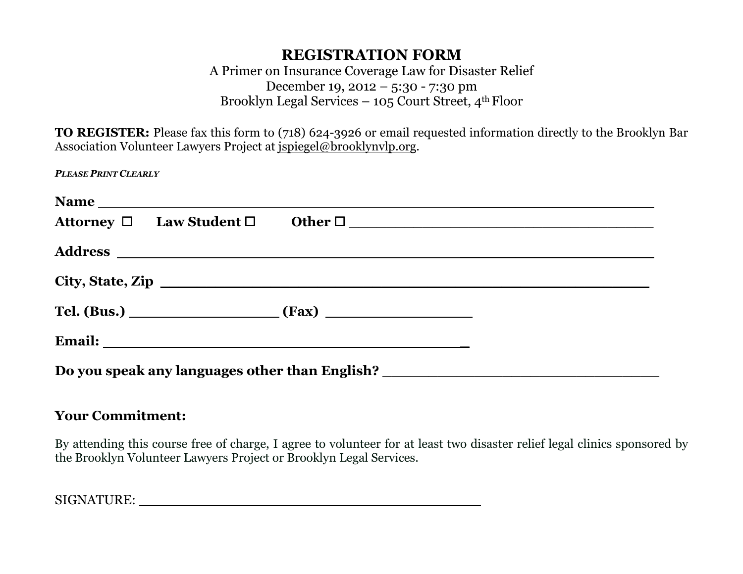# REGISTRATION FORM

A Primer on Insurance Coverage Law for Disaster Relief
December 19, 2012 – 5:30 - 7:30 pm
Brooklyn Legal Services – 105 Court Street, 4th Floor

**TO REGISTER:** Please fax this form to (718) 624-3926 or email requested information directly to the Brooklyn Bar Association Volunteer Lawyers Project at jspiegel@brooklynvlp.org.

***PLEASE PRINT CLEARLY***

**Name** ____________________________________________________________

**Attorney** ☐ **Law Student** ☐ **Other** ☐ ________________________________

**Address** __________________________________________________________

**City, State, Zip** _____________________________________________________

**Tel. (Bus.)** _________________ **(Fax)** _________________

**Email:** ___________________________________________

**Do you speak any languages other than English?** ______________________________

**Your Commitment:**

By attending this course free of charge, I agree to volunteer for at least two disaster relief legal clinics sponsored by the Brooklyn Volunteer Lawyers Project or Brooklyn Legal Services.

SIGNATURE: ________________________________________